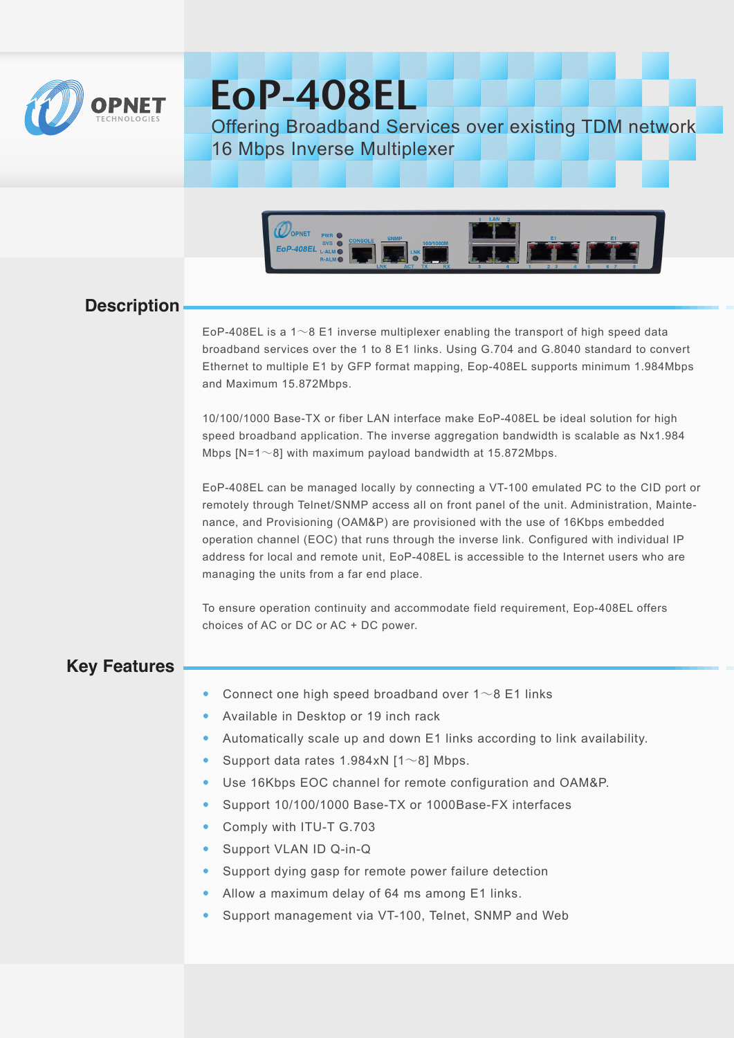# EoP-408EL

Offering Broadband Services over existing TDM network
16 Mbps Inverse Multiplexer

## Description

EoP-408EL is a 1～8 E1 inverse multiplexer enabling the transport of high speed data broadband services over the 1 to 8 E1 links. Using G.704 and G.8040 standard to convert Ethernet to multiple E1 by GFP format mapping, Eop-408EL supports minimum 1.984Mbps and Maximum 15.872Mbps.

10/100/1000 Base-TX or fiber LAN interface make EoP-408EL be ideal solution for high speed broadband application. The inverse aggregation bandwidth is scalable as Nx1.984 Mbps [N=1～8] with maximum payload bandwidth at 15.872Mbps.

EoP-408EL can be managed locally by connecting a VT-100 emulated PC to the CID port or remotely through Telnet/SNMP access all on front panel of the unit. Administration, Maintenance, and Provisioning (OAM&P) are provisioned with the use of 16Kbps embedded operation channel (EOC) that runs through the inverse link. Configured with individual IP address for local and remote unit, EoP-408EL is accessible to the Internet users who are managing the units from a far end place.

To ensure operation continuity and accommodate field requirement, Eop-408EL offers choices of AC or DC or AC + DC power.

## Key Features

- Connect one high speed broadband over 1～8 E1 links
- Available in Desktop or 19 inch rack
- Automatically scale up and down E1 links according to link availability.
- Support data rates 1.984xN [1～8] Mbps.
- Use 16Kbps EOC channel for remote configuration and OAM&P.
- Support 10/100/1000 Base-TX or 1000Base-FX interfaces
- Comply with ITU-T G.703
- Support VLAN ID Q-in-Q
- Support dying gasp for remote power failure detection
- Allow a maximum delay of 64 ms among E1 links.
- Support management via VT-100, Telnet, SNMP and Web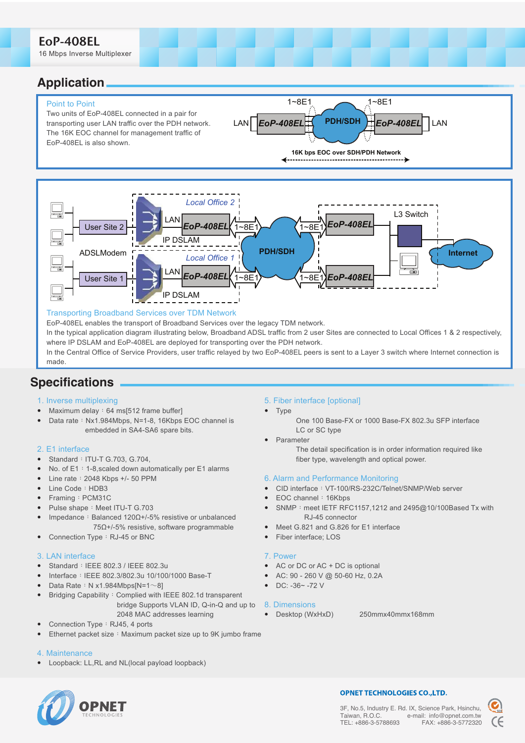# EoP-408EL

16 Mbps Inverse Multiplexer

## Application

### Point to Point

Two units of EoP-408EL connected in a pair for transporting user LAN traffic over the PDH network. The 16K EOC channel for management traffic of EoP-408EL is also shown.

LAN
EoP-408EL
1~8E1
PDH/SDH
1~8E1
EoP-408EL
LAN
16K bps EOC over SDH/PDH Network

User Site 2
User Site 1
ADSLModem
Local Office 2
Local Office 1
LAN
IP DSLAM
EoP-408EL
1~8E1
PDH/SDH
L3 Switch
Internet

### Transporting Broadband Services over TDM Network

EoP-408EL enables the transport of Broadband Services over the legacy TDM network.

In the typical application diagram illustrating below, Broadband ADSL traffic from 2 user Sites are connected to Local Offices 1 & 2 respectively, where IP DSLAM and EoP-408EL are deployed for transporting over the PDH network.

In the Central Office of Service Providers, user traffic relayed by two EoP-408EL peers is sent to a Layer 3 switch where Internet connection is made.

## Specifications

### 1. Inverse multiplexing

- Maximum delay : 64 ms[512 frame buffer]
- Data rate : Nx1.984Mbps, N=1-8, 16Kbps EOC channel is embedded in SA4-SA6 spare bits.

### 2. E1 interface

- Standard : ITU-T G.703, G.704,
- No. of E1 : 1-8,scaled down automatically per E1 alarms
- Line rate : 2048 Kbps +/- 50 PPM
- Line Code : HDB3
- Framing : PCM31C
- Pulse shape : Meet ITU-T G.703
- Impedance : Balanced 120Ω+/-5% resistive or unbalanced 75Ω+/-5% resistive, software programmable
- Connection Type : RJ-45 or BNC

### 3. LAN interface

- Standard : IEEE 802.3 / IEEE 802.3u
- Interface : IEEE 802.3/802.3u 10/100/1000 Base-T
- Data Rate : N x1.984Mbps[N=1～8]
- Bridging Capability : Complied with IEEE 802.1d transparent bridge Supports VLAN ID, Q-in-Q and up to 2048 MAC addresses learning
- Connection Type : RJ45, 4 ports
- Ethernet packet size : Maximum packet size up to 9K jumbo frame

### 4. Maintenance

- Loopback: LL,RL and NL(local payload loopback)

### 5. Fiber interface [optional]

- Type
  One 100 Base-FX or 1000 Base-FX 802.3u SFP interface LC or SC type
- Parameter
  The detail specification is in order information required like fiber type, wavelength and optical power.

### 6. Alarm and Performance Monitoring

- CID interface : VT-100/RS-232C/Telnet/SNMP/Web server
- EOC channel : 16Kbps
- SNMP : meet IETF RFC1157,1212 and 2495@10/100Based Tx with RJ-45 connector
- Meet G.821 and G.826 for E1 interface
- Fiber interface; LOS

### 7. Power

- AC or DC or AC + DC is optional
- AC: 90 - 260 V @ 50-60 Hz, 0.2A
- DC: -36~ -72 V

### 8. Dimensions

- Desktop (WxHxD) 250mmx40mmx168mm

**OPNET TECHNOLOGIES CO.,LTD.**

3F, No.5, Industry E. Rd. IX, Science Park, Hsinchu, Taiwan, R.O.C.
e-mail: info@opnet.com.tw
TEL: +886-3-5788693
FAX: +886-3-5772320